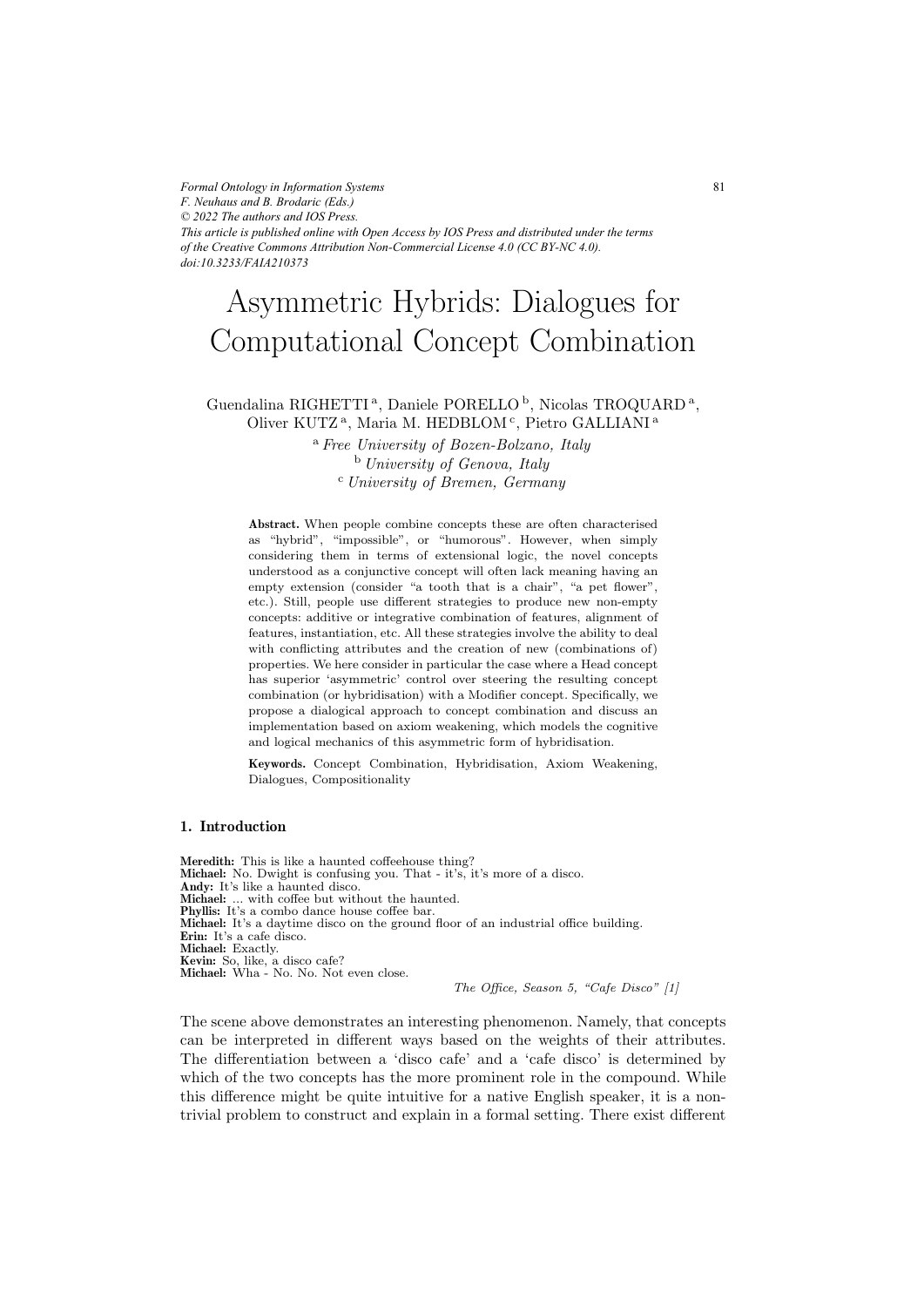*Formal Ontology in Information Systems*
*F. Neuhaus and B. Brodaric (Eds.)*
*© 2022 The authors and IOS Press.*
*This article is published online with Open Access by IOS Press and distributed under the terms of the Creative Commons Attribution Non-Commercial License 4.0 (CC BY-NC 4.0).*
*doi:10.3233/FAIA210373*

# Asymmetric Hybrids: Dialogues for Computational Concept Combination

Guendalina RIGHETTI [a], Daniele PORELLO [b], Nicolas TROQUARD [a], Oliver KUTZ [a], Maria M. HEDBLOM [c], Pietro GALLIANI [a]

[a] *Free University of Bozen-Bolzano, Italy*
[b] *University of Genova, Italy*
[c] *University of Bremen, Germany*

**Abstract.** When people combine concepts these are often characterised as "hybrid", "impossible", or "humorous". However, when simply considering them in terms of extensional logic, the novel concepts understood as a conjunctive concept will often lack meaning having an empty extension (consider "a tooth that is a chair", "a pet flower", etc.). Still, people use different strategies to produce new non-empty concepts: additive or integrative combination of features, alignment of features, instantiation, etc. All these strategies involve the ability to deal with conflicting attributes and the creation of new (combinations of) properties. We here consider in particular the case where a Head concept has superior 'asymmetric' control over steering the resulting concept combination (or hybridisation) with a Modifier concept. Specifically, we propose a dialogical approach to concept combination and discuss an implementation based on axiom weakening, which models the cognitive and logical mechanics of this asymmetric form of hybridisation.

**Keywords.** Concept Combination, Hybridisation, Axiom Weakening, Dialogues, Compositionality

## 1. Introduction

**Meredith:** This is like a haunted coffeehouse thing?
**Michael:** No. Dwight is confusing you. That - it's, it's more of a disco.
**Andy:** It's like a haunted disco.
**Michael:** ... with coffee but without the haunted.
**Phyllis:** It's a combo dance house coffee bar.
**Michael:** It's a daytime disco on the ground floor of an industrial office building.
**Erin:** It's a cafe disco.
**Michael:** Exactly.
**Kevin:** So, like, a disco cafe?
**Michael:** Wha - No. No. Not even close.

*The Office, Season 5, "Cafe Disco" [1]*

The scene above demonstrates an interesting phenomenon. Namely, that concepts can be interpreted in different ways based on the weights of their attributes. The differentiation between a 'disco cafe' and a 'cafe disco' is determined by which of the two concepts has the more prominent role in the compound. While this difference might be quite intuitive for a native English speaker, it is a non-trivial problem to construct and explain in a formal setting. There exist different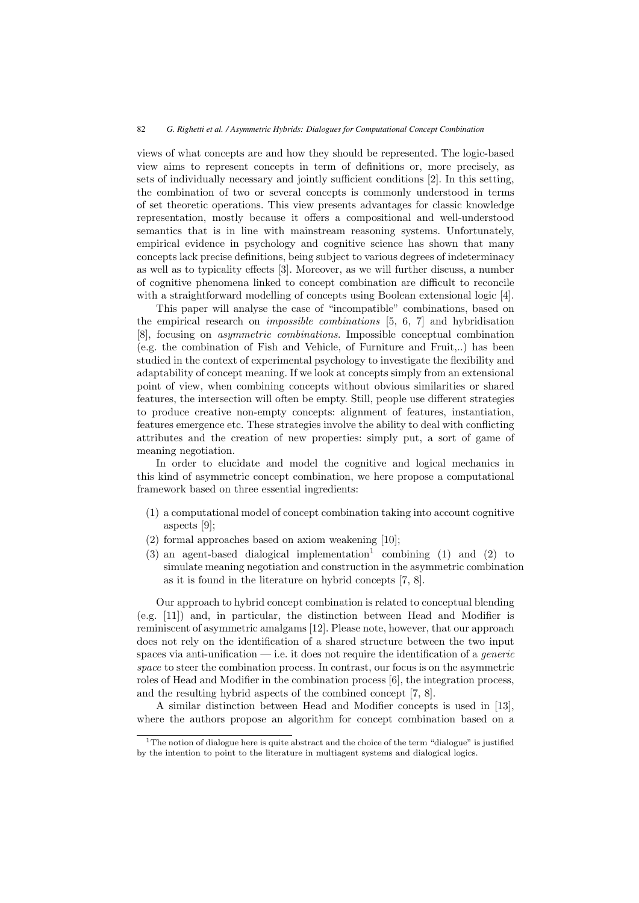views of what concepts are and how they should be represented. The logic-based view aims to represent concepts in term of definitions or, more precisely, as sets of individually necessary and jointly sufficient conditions [2]. In this setting, the combination of two or several concepts is commonly understood in terms of set theoretic operations. This view presents advantages for classic knowledge representation, mostly because it offers a compositional and well-understood semantics that is in line with mainstream reasoning systems. Unfortunately, empirical evidence in psychology and cognitive science has shown that many concepts lack precise definitions, being subject to various degrees of indeterminacy as well as to typicality effects [3]. Moreover, as we will further discuss, a number of cognitive phenomena linked to concept combination are difficult to reconcile with a straightforward modelling of concepts using Boolean extensional logic [4].

This paper will analyse the case of "incompatible" combinations, based on the empirical research on *impossible combinations* [5, 6, 7] and hybridisation [8], focusing on *asymmetric combinations*. Impossible conceptual combination (e.g. the combination of Fish and Vehicle, of Furniture and Fruit,..) has been studied in the context of experimental psychology to investigate the flexibility and adaptability of concept meaning. If we look at concepts simply from an extensional point of view, when combining concepts without obvious similarities or shared features, the intersection will often be empty. Still, people use different strategies to produce creative non-empty concepts: alignment of features, instantiation, features emergence etc. These strategies involve the ability to deal with conflicting attributes and the creation of new properties: simply put, a sort of game of meaning negotiation.

In order to elucidate and model the cognitive and logical mechanics in this kind of asymmetric concept combination, we here propose a computational framework based on three essential ingredients:

(1) a computational model of concept combination taking into account cognitive aspects [9];
(2) formal approaches based on axiom weakening [10];
(3) an agent-based dialogical implementation[1] combining (1) and (2) to simulate meaning negotiation and construction in the asymmetric combination as it is found in the literature on hybrid concepts [7, 8].

Our approach to hybrid concept combination is related to conceptual blending (e.g. [11]) and, in particular, the distinction between Head and Modifier is reminiscent of asymmetric amalgams [12]. Please note, however, that our approach does not rely on the identification of a shared structure between the two input spaces via anti-unification — i.e. it does not require the identification of a *generic space* to steer the combination process. In contrast, our focus is on the asymmetric roles of Head and Modifier in the combination process [6], the integration process, and the resulting hybrid aspects of the combined concept [7, 8].

A similar distinction between Head and Modifier concepts is used in [13], where the authors propose an algorithm for concept combination based on a

[1] The notion of dialogue here is quite abstract and the choice of the term "dialogue" is justified by the intention to point to the literature in multiagent systems and dialogical logics.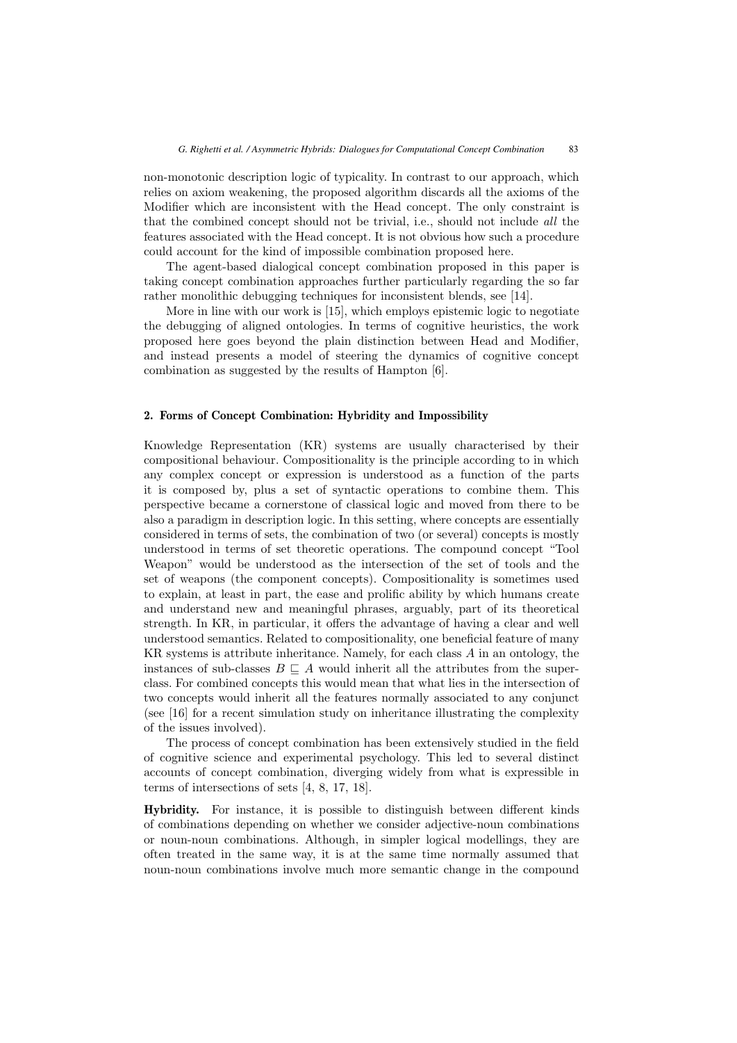non-monotonic description logic of typicality. In contrast to our approach, which relies on axiom weakening, the proposed algorithm discards all the axioms of the Modifier which are inconsistent with the Head concept. The only constraint is that the combined concept should not be trivial, i.e., should not include *all* the features associated with the Head concept. It is not obvious how such a procedure could account for the kind of impossible combination proposed here.

The agent-based dialogical concept combination proposed in this paper is taking concept combination approaches further particularly regarding the so far rather monolithic debugging techniques for inconsistent blends, see [14].

More in line with our work is [15], which employs epistemic logic to negotiate the debugging of aligned ontologies. In terms of cognitive heuristics, the work proposed here goes beyond the plain distinction between Head and Modifier, and instead presents a model of steering the dynamics of cognitive concept combination as suggested by the results of Hampton [6].

## 2. Forms of Concept Combination: Hybridity and Impossibility

Knowledge Representation (KR) systems are usually characterised by their compositional behaviour. Compositionality is the principle according to in which any complex concept or expression is understood as a function of the parts it is composed by, plus a set of syntactic operations to combine them. This perspective became a cornerstone of classical logic and moved from there to be also a paradigm in description logic. In this setting, where concepts are essentially considered in terms of sets, the combination of two (or several) concepts is mostly understood in terms of set theoretic operations. The compound concept "Tool Weapon" would be understood as the intersection of the set of tools and the set of weapons (the component concepts). Compositionality is sometimes used to explain, at least in part, the ease and prolific ability by which humans create and understand new and meaningful phrases, arguably, part of its theoretical strength. In KR, in particular, it offers the advantage of having a clear and well understood semantics. Related to compositionality, one beneficial feature of many KR systems is attribute inheritance. Namely, for each class $A$ in an ontology, the instances of sub-classes $B \sqsubseteq A$ would inherit all the attributes from the super-class. For combined concepts this would mean that what lies in the intersection of two concepts would inherit all the features normally associated to any conjunct (see [16] for a recent simulation study on inheritance illustrating the complexity of the issues involved).

The process of concept combination has been extensively studied in the field of cognitive science and experimental psychology. This led to several distinct accounts of concept combination, diverging widely from what is expressible in terms of intersections of sets [4, 8, 17, 18].

**Hybridity.** For instance, it is possible to distinguish between different kinds of combinations depending on whether we consider adjective-noun combinations or noun-noun combinations. Although, in simpler logical modellings, they are often treated in the same way, it is at the same time normally assumed that noun-noun combinations involve much more semantic change in the compound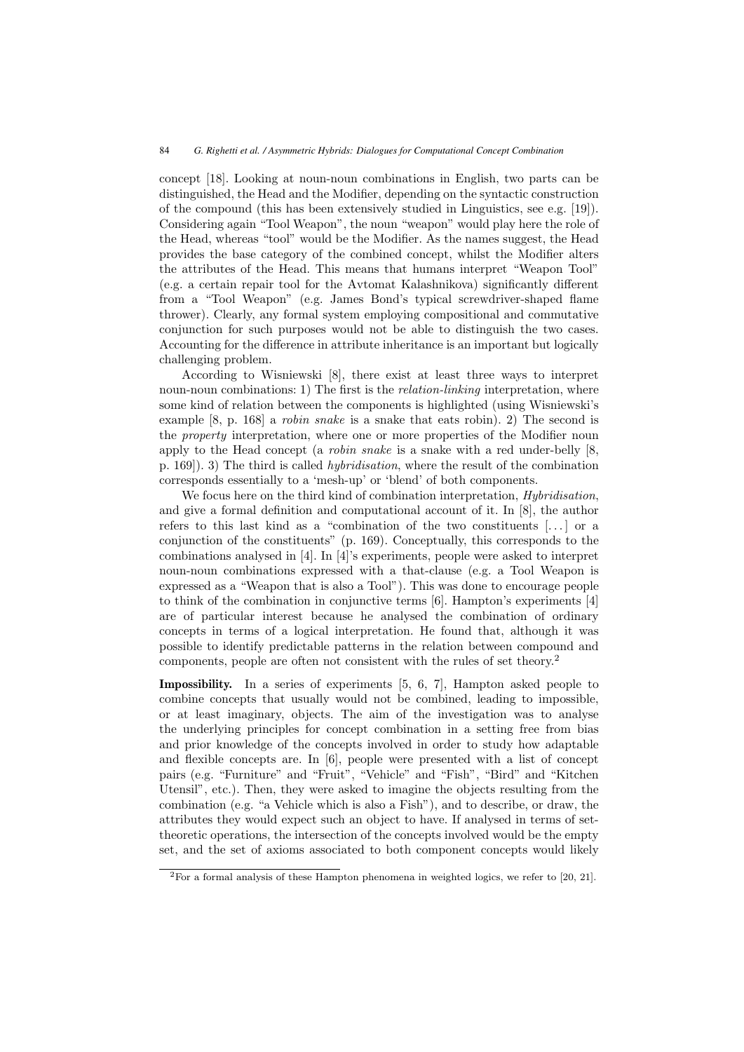concept [18]. Looking at noun-noun combinations in English, two parts can be distinguished, the Head and the Modifier, depending on the syntactic construction of the compound (this has been extensively studied in Linguistics, see e.g. [19]). Considering again "Tool Weapon", the noun "weapon" would play here the role of the Head, whereas "tool" would be the Modifier. As the names suggest, the Head provides the base category of the combined concept, whilst the Modifier alters the attributes of the Head. This means that humans interpret "Weapon Tool" (e.g. a certain repair tool for the Avtomat Kalashnikova) significantly different from a "Tool Weapon" (e.g. James Bond's typical screwdriver-shaped flame thrower). Clearly, any formal system employing compositional and commutative conjunction for such purposes would not be able to distinguish the two cases. Accounting for the difference in attribute inheritance is an important but logically challenging problem.

According to Wisniewski [8], there exist at least three ways to interpret noun-noun combinations: 1) The first is the *relation-linking* interpretation, where some kind of relation between the components is highlighted (using Wisniewski's example [8, p. 168] a *robin snake* is a snake that eats robin). 2) The second is the *property* interpretation, where one or more properties of the Modifier noun apply to the Head concept (a *robin snake* is a snake with a red under-belly [8, p. 169]). 3) The third is called *hybridisation*, where the result of the combination corresponds essentially to a 'mesh-up' or 'blend' of both components.

We focus here on the third kind of combination interpretation, *Hybridisation*, and give a formal definition and computational account of it. In [8], the author refers to this last kind as a "combination of the two constituents [...] or a conjunction of the constituents" (p. 169). Conceptually, this corresponds to the combinations analysed in [4]. In [4]'s experiments, people were asked to interpret noun-noun combinations expressed with a that-clause (e.g. a Tool Weapon is expressed as a "Weapon that is also a Tool"). This was done to encourage people to think of the combination in conjunctive terms [6]. Hampton's experiments [4] are of particular interest because he analysed the combination of ordinary concepts in terms of a logical interpretation. He found that, although it was possible to identify predictable patterns in the relation between compound and components, people are often not consistent with the rules of set theory.[2]

**Impossibility.** In a series of experiments [5, 6, 7], Hampton asked people to combine concepts that usually would not be combined, leading to impossible, or at least imaginary, objects. The aim of the investigation was to analyse the underlying principles for concept combination in a setting free from bias and prior knowledge of the concepts involved in order to study how adaptable and flexible concepts are. In [6], people were presented with a list of concept pairs (e.g. "Furniture" and "Fruit", "Vehicle" and "Fish", "Bird" and "Kitchen Utensil", etc.). Then, they were asked to imagine the objects resulting from the combination (e.g. "a Vehicle which is also a Fish"), and to describe, or draw, the attributes they would expect such an object to have. If analysed in terms of set-theoretic operations, the intersection of the concepts involved would be the empty set, and the set of axioms associated to both component concepts would likely

[2] For a formal analysis of these Hampton phenomena in weighted logics, we refer to [20, 21].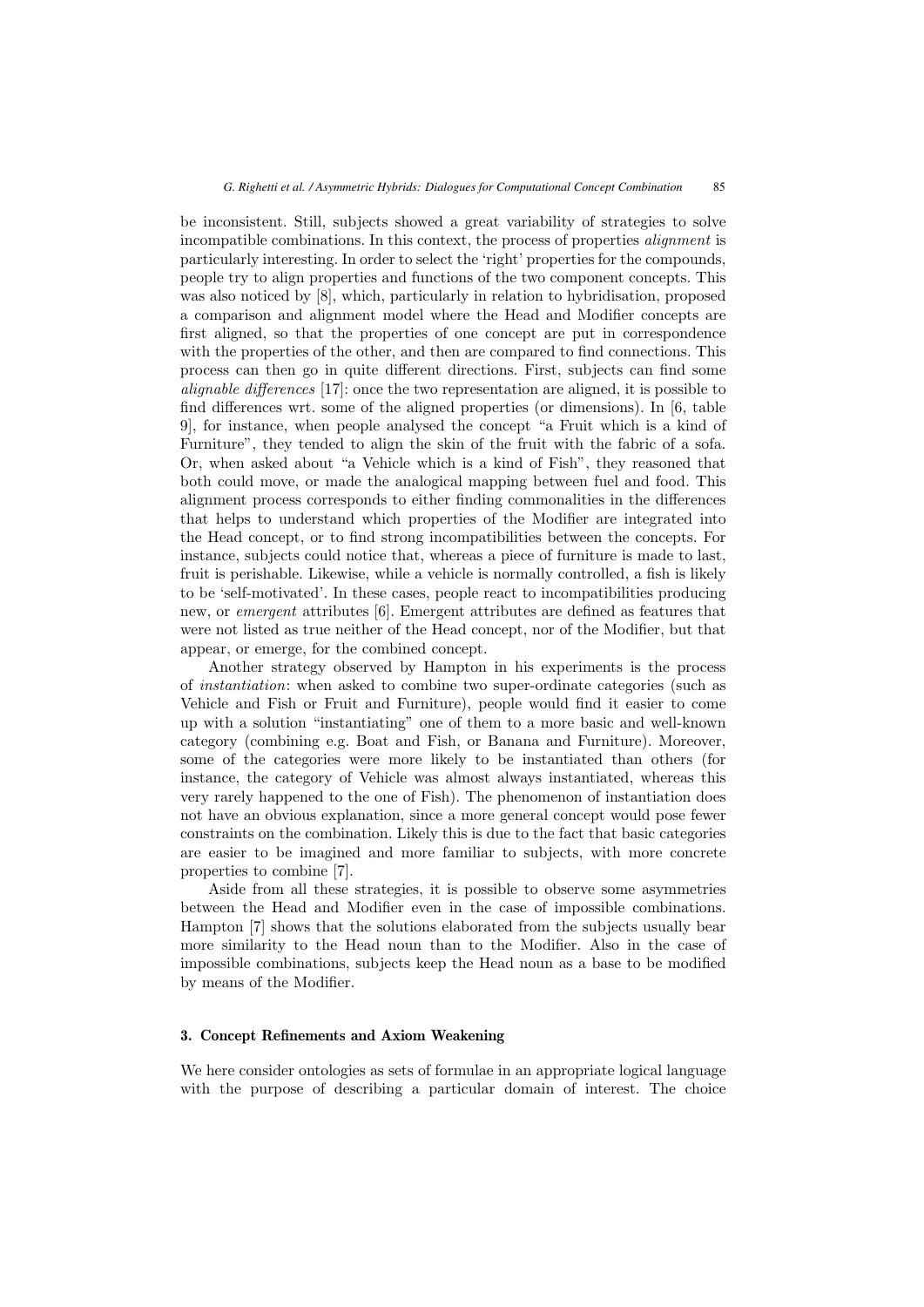be inconsistent. Still, subjects showed a great variability of strategies to solve incompatible combinations. In this context, the process of properties *alignment* is particularly interesting. In order to select the 'right' properties for the compounds, people try to align properties and functions of the two component concepts. This was also noticed by [8], which, particularly in relation to hybridisation, proposed a comparison and alignment model where the Head and Modifier concepts are first aligned, so that the properties of one concept are put in correspondence with the properties of the other, and then are compared to find connections. This process can then go in quite different directions. First, subjects can find some *alignable differences* [17]: once the two representation are aligned, it is possible to find differences wrt. some of the aligned properties (or dimensions). In [6, table 9], for instance, when people analysed the concept "a Fruit which is a kind of Furniture", they tended to align the skin of the fruit with the fabric of a sofa. Or, when asked about "a Vehicle which is a kind of Fish", they reasoned that both could move, or made the analogical mapping between fuel and food. This alignment process corresponds to either finding commonalities in the differences that helps to understand which properties of the Modifier are integrated into the Head concept, or to find strong incompatibilities between the concepts. For instance, subjects could notice that, whereas a piece of furniture is made to last, fruit is perishable. Likewise, while a vehicle is normally controlled, a fish is likely to be 'self-motivated'. In these cases, people react to incompatibilities producing new, or *emergent* attributes [6]. Emergent attributes are defined as features that were not listed as true neither of the Head concept, nor of the Modifier, but that appear, or emerge, for the combined concept.

Another strategy observed by Hampton in his experiments is the process of *instantiation*: when asked to combine two super-ordinate categories (such as Vehicle and Fish or Fruit and Furniture), people would find it easier to come up with a solution "instantiating" one of them to a more basic and well-known category (combining e.g. Boat and Fish, or Banana and Furniture). Moreover, some of the categories were more likely to be instantiated than others (for instance, the category of Vehicle was almost always instantiated, whereas this very rarely happened to the one of Fish). The phenomenon of instantiation does not have an obvious explanation, since a more general concept would pose fewer constraints on the combination. Likely this is due to the fact that basic categories are easier to be imagined and more familiar to subjects, with more concrete properties to combine [7].

Aside from all these strategies, it is possible to observe some asymmetries between the Head and Modifier even in the case of impossible combinations. Hampton [7] shows that the solutions elaborated from the subjects usually bear more similarity to the Head noun than to the Modifier. Also in the case of impossible combinations, subjects keep the Head noun as a base to be modified by means of the Modifier.

## 3. Concept Refinements and Axiom Weakening

We here consider ontologies as sets of formulae in an appropriate logical language with the purpose of describing a particular domain of interest. The choice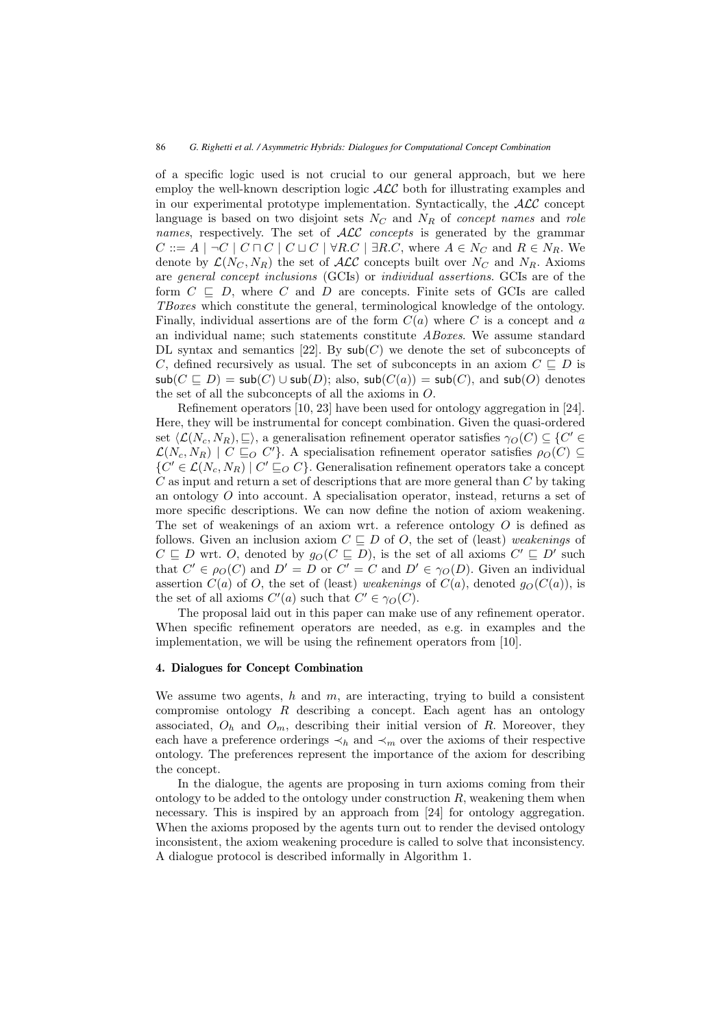of a specific logic used is not crucial to our general approach, but we here employ the well-known description logic $\mathcal{ALC}$ both for illustrating examples and in our experimental prototype implementation. Syntactically, the $\mathcal{ALC}$ concept language is based on two disjoint sets $N_C$ and $N_R$ of *concept names* and *role names*, respectively. The set of $\mathcal{ALC}$ *concepts* is generated by the grammar $C ::= A \mid \neg C \mid C \sqcap C \mid C \sqcup C \mid \forall R.C \mid \exists R.C$, where $A \in N_C$ and $R \in N_R$. We denote by $\mathcal{L}(N_C, N_R)$ the set of $\mathcal{ALC}$ concepts built over $N_C$ and $N_R$. Axioms are *general concept inclusions* (GCIs) or *individual assertions*. GCIs are of the form $C \sqsubseteq D$, where $C$ and $D$ are concepts. Finite sets of GCIs are called *TBoxes* which constitute the general, terminological knowledge of the ontology. Finally, individual assertions are of the form $C(a)$ where $C$ is a concept and $a$ an individual name; such statements constitute *ABoxes*. We assume standard DL syntax and semantics [22]. By $\mathsf{sub}(C)$ we denote the set of subconcepts of $C$, defined recursively as usual. The set of subconcepts in an axiom $C \sqsubseteq D$ is $\mathsf{sub}(C \sqsubseteq D) = \mathsf{sub}(C) \cup \mathsf{sub}(D)$; also, $\mathsf{sub}(C(a)) = \mathsf{sub}(C)$, and $\mathsf{sub}(O)$ denotes the set of all the subconcepts of all the axioms in $O$.

Refinement operators [10, 23] have been used for ontology aggregation in [24]. Here, they will be instrumental for concept combination. Given the quasi-ordered set $\langle \mathcal{L}(N_c, N_R), \sqsubseteq \rangle$, a generalisation refinement operator satisfies $\gamma_O(C) \subseteq \{C' \in \mathcal{L}(N_c, N_R) \mid C \sqsubseteq_O C'\}$. A specialisation refinement operator satisfies $\rho_O(C) \subseteq \{C' \in \mathcal{L}(N_c, N_R) \mid C' \sqsubseteq_O C\}$. Generalisation refinement operators take a concept $C$ as input and return a set of descriptions that are more general than $C$ by taking an ontology $O$ into account. A specialisation operator, instead, returns a set of more specific descriptions. We can now define the notion of axiom weakening. The set of weakenings of an axiom wrt. a reference ontology $O$ is defined as follows. Given an inclusion axiom $C \sqsubseteq D$ of $O$, the set of (least) *weakenings* of $C \sqsubseteq D$ wrt. $O$, denoted by $g_O(C \sqsubseteq D)$, is the set of all axioms $C' \sqsubseteq D'$ such that $C' \in \rho_O(C)$ and $D' = D$ or $C' = C$ and $D' \in \gamma_O(D)$. Given an individual assertion $C(a)$ of $O$, the set of (least) *weakenings* of $C(a)$, denoted $g_O(C(a))$, is the set of all axioms $C'(a)$ such that $C' \in \gamma_O(C)$.

The proposal laid out in this paper can make use of any refinement operator. When specific refinement operators are needed, as e.g. in examples and the implementation, we will be using the refinement operators from [10].

## 4. Dialogues for Concept Combination

We assume two agents, $h$ and $m$, are interacting, trying to build a consistent compromise ontology $R$ describing a concept. Each agent has an ontology associated, $O_h$ and $O_m$, describing their initial version of $R$. Moreover, they each have a preference orderings $\prec_h$ and $\prec_m$ over the axioms of their respective ontology. The preferences represent the importance of the axiom for describing the concept.

In the dialogue, the agents are proposing in turn axioms coming from their ontology to be added to the ontology under construction $R$, weakening them when necessary. This is inspired by an approach from [24] for ontology aggregation. When the axioms proposed by the agents turn out to render the devised ontology inconsistent, the axiom weakening procedure is called to solve that inconsistency. A dialogue protocol is described informally in Algorithm 1.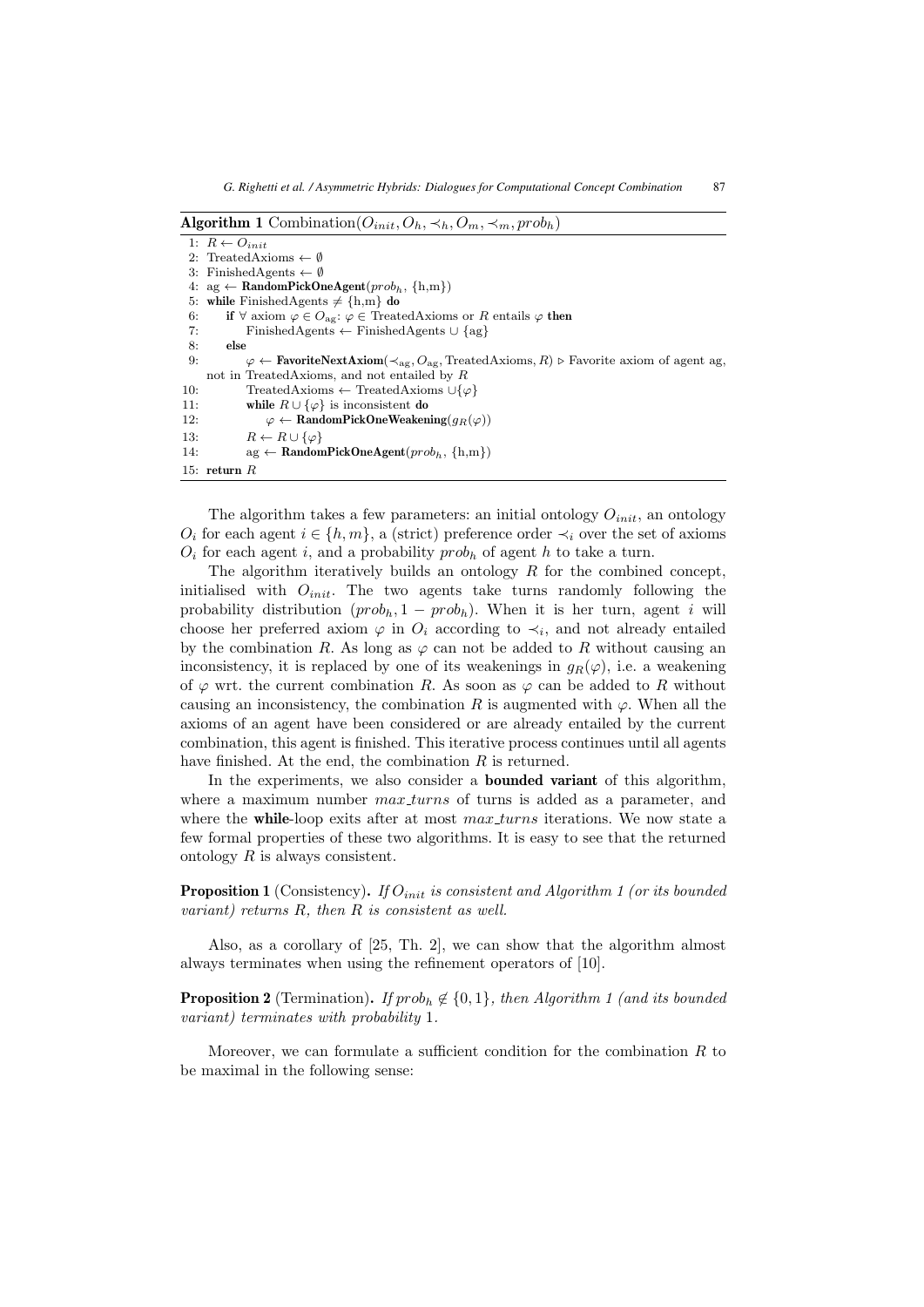**Algorithm 1** Combination($O_{init}, O_h, \prec_h, O_m, \prec_m, prob_h$)

```
1:  R ← O_init
2:  TreatedAxioms ← ∅
3:  FinishedAgents ← ∅
4:  ag ← RandomPickOneAgent(prob_h, {h,m})
5:  while FinishedAgents ≠ {h,m} do
6:      if ∀ axiom φ ∈ O_ag: φ ∈ TreatedAxioms or R entails φ then
7:          FinishedAgents ← FinishedAgents ∪ {ag}
8:      else
9:          φ ← FavoriteNextAxiom(≺_ag, O_ag, TreatedAxioms, R)  ▷ Favorite axiom of agent ag,
            not in TreatedAxioms, and not entailed by R
10:         TreatedAxioms ← TreatedAxioms ∪{φ}
11:         while R ∪ {φ} is inconsistent do
12:             φ ← RandomPickOneWeakening(g_R(φ))
13:         R ← R ∪ {φ}
14:         ag ← RandomPickOneAgent(prob_h, {h,m})
15: return R
```

The algorithm takes a few parameters: an initial ontology $O_{init}$, an ontology $O_i$ for each agent $i \in \{h, m\}$, a (strict) preference order $\prec_i$ over the set of axioms $O_i$ for each agent $i$, and a probability $prob_h$ of agent $h$ to take a turn.

The algorithm iteratively builds an ontology $R$ for the combined concept, initialised with $O_{init}$. The two agents take turns randomly following the probability distribution $(prob_h, 1 - prob_h)$. When it is her turn, agent $i$ will choose her preferred axiom $\varphi$ in $O_i$ according to $\prec_i$, and not already entailed by the combination $R$. As long as $\varphi$ can not be added to $R$ without causing an inconsistency, it is replaced by one of its weakenings in $g_R(\varphi)$, i.e. a weakening of $\varphi$ wrt. the current combination $R$. As soon as $\varphi$ can be added to $R$ without causing an inconsistency, the combination $R$ is augmented with $\varphi$. When all the axioms of an agent have been considered or are already entailed by the current combination, this agent is finished. This iterative process continues until all agents have finished. At the end, the combination $R$ is returned.

In the experiments, we also consider a **bounded variant** of this algorithm, where a maximum number $max\_turns$ of turns is added as a parameter, and where the **while**-loop exits after at most $max\_turns$ iterations. We now state a few formal properties of these two algorithms. It is easy to see that the returned ontology $R$ is always consistent.

**Proposition 1** (Consistency)**.** *If $O_{init}$ is consistent and Algorithm 1 (or its bounded variant) returns $R$, then $R$ is consistent as well.*

Also, as a corollary of [25, Th. 2], we can show that the algorithm almost always terminates when using the refinement operators of [10].

**Proposition 2** (Termination)**.** *If $prob_h \notin \{0, 1\}$, then Algorithm 1 (and its bounded variant) terminates with probability 1.*

Moreover, we can formulate a sufficient condition for the combination $R$ to be maximal in the following sense: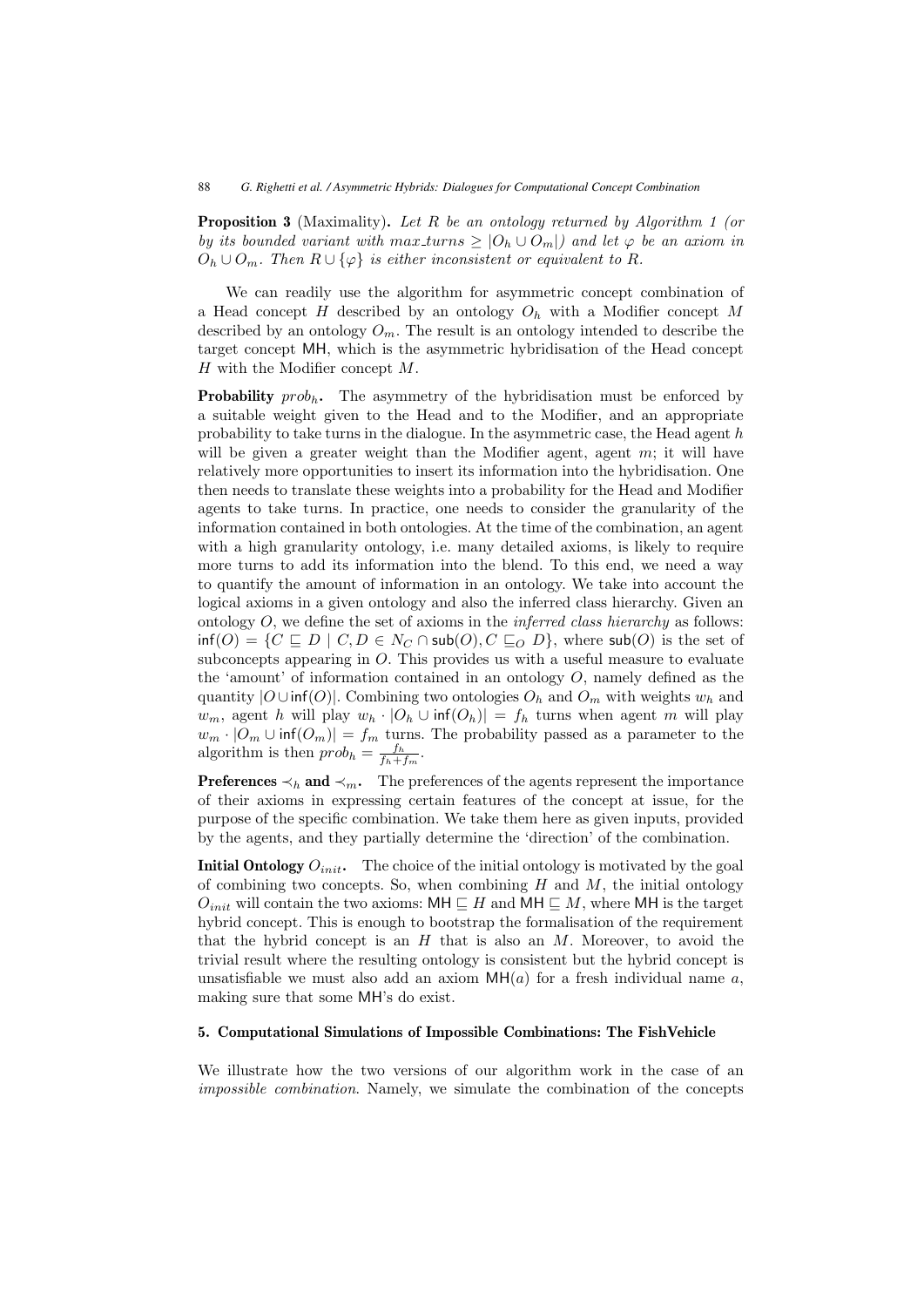**Proposition 3** (Maximality)**.** *Let $R$ be an ontology returned by Algorithm 1 (or by its bounded variant with $max\_turns \geq |O_h \cup O_m|$) and let $\varphi$ be an axiom in $O_h \cup O_m$. Then $R \cup \{\varphi\}$ is either inconsistent or equivalent to $R$.*

We can readily use the algorithm for asymmetric concept combination of a Head concept $H$ described by an ontology $O_h$ with a Modifier concept $M$ described by an ontology $O_m$. The result is an ontology intended to describe the target concept $\mathsf{MH}$, which is the asymmetric hybridisation of the Head concept $H$ with the Modifier concept $M$.

**Probability** $prob_h$**.** The asymmetry of the hybridisation must be enforced by a suitable weight given to the Head and to the Modifier, and an appropriate probability to take turns in the dialogue. In the asymmetric case, the Head agent $h$ will be given a greater weight than the Modifier agent, agent $m$; it will have relatively more opportunities to insert its information into the hybridisation. One then needs to translate these weights into a probability for the Head and Modifier agents to take turns. In practice, one needs to consider the granularity of the information contained in both ontologies. At the time of the combination, an agent with a high granularity ontology, i.e. many detailed axioms, is likely to require more turns to add its information into the blend. To this end, we need a way to quantify the amount of information in an ontology. We take into account the logical axioms in a given ontology and also the inferred class hierarchy. Given an ontology $O$, we define the set of axioms in the *inferred class hierarchy* as follows: $\mathsf{inf}(O) = \{C \sqsubseteq D \mid C, D \in N_C \cap \mathsf{sub}(O), C \sqsubseteq_O D\}$, where $\mathsf{sub}(O)$ is the set of subconcepts appearing in $O$. This provides us with a useful measure to evaluate the 'amount' of information contained in an ontology $O$, namely defined as the quantity $|O \cup \mathsf{inf}(O)|$. Combining two ontologies $O_h$ and $O_m$ with weights $w_h$ and $w_m$, agent $h$ will play $w_h \cdot |O_h \cup \mathsf{inf}(O_h)| = f_h$ turns when agent $m$ will play $w_m \cdot |O_m \cup \mathsf{inf}(O_m)| = f_m$ turns. The probability passed as a parameter to the algorithm is then $prob_h = \frac{f_h}{f_h + f_m}$.

**Preferences $\prec_h$ and $\prec_m$.** The preferences of the agents represent the importance of their axioms in expressing certain features of the concept at issue, for the purpose of the specific combination. We take them here as given inputs, provided by the agents, and they partially determine the 'direction' of the combination.

**Initial Ontology $O_{init}$.** The choice of the initial ontology is motivated by the goal of combining two concepts. So, when combining $H$ and $M$, the initial ontology $O_{init}$ will contain the two axioms: $\mathsf{MH} \sqsubseteq H$ and $\mathsf{MH} \sqsubseteq M$, where $\mathsf{MH}$ is the target hybrid concept. This is enough to bootstrap the formalisation of the requirement that the hybrid concept is an $H$ that is also an $M$. Moreover, to avoid the trivial result where the resulting ontology is consistent but the hybrid concept is unsatisfiable we must also add an axiom $\mathsf{MH}(a)$ for a fresh individual name $a$, making sure that some $\mathsf{MH}$'s do exist.

## 5. Computational Simulations of Impossible Combinations: The FishVehicle

We illustrate how the two versions of our algorithm work in the case of an *impossible combination*. Namely, we simulate the combination of the concepts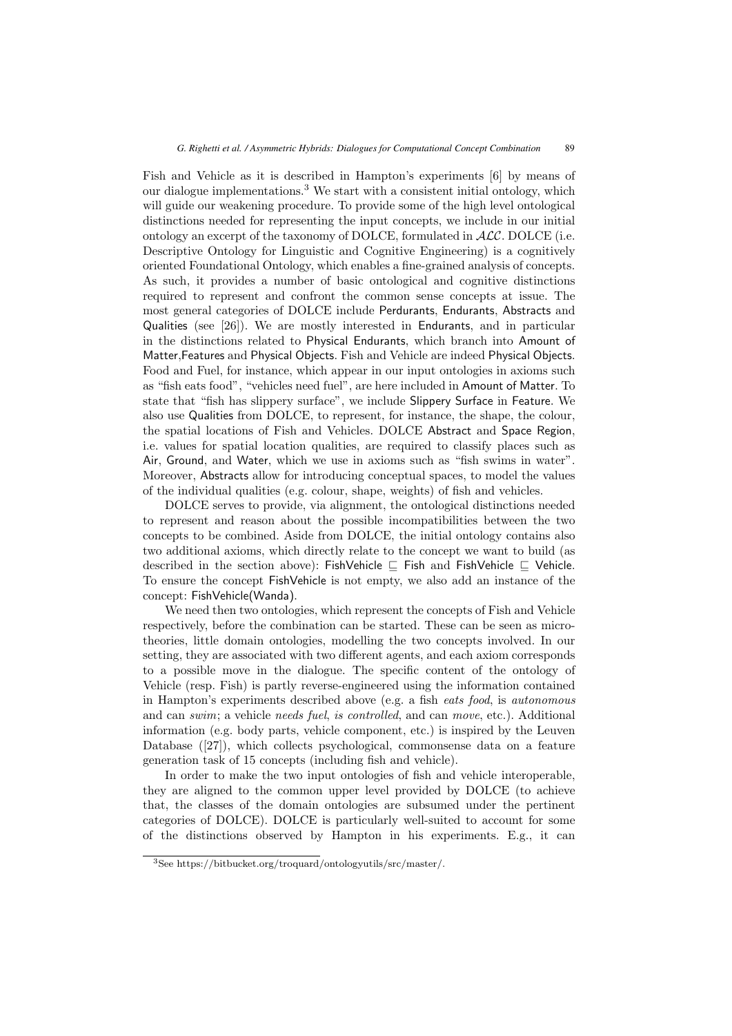Fish and Vehicle as it is described in Hampton's experiments [6] by means of our dialogue implementations.[3] We start with a consistent initial ontology, which will guide our weakening procedure. To provide some of the high level ontological distinctions needed for representing the input concepts, we include in our initial ontology an excerpt of the taxonomy of DOLCE, formulated in $\mathcal{ALC}$. DOLCE (i.e. Descriptive Ontology for Linguistic and Cognitive Engineering) is a cognitively oriented Foundational Ontology, which enables a fine-grained analysis of concepts. As such, it provides a number of basic ontological and cognitive distinctions required to represent and confront the common sense concepts at issue. The most general categories of DOLCE include Perdurants, Endurants, Abstracts and Qualities (see [26]). We are mostly interested in Endurants, and in particular in the distinctions related to Physical Endurants, which branch into Amount of Matter,Features and Physical Objects. Fish and Vehicle are indeed Physical Objects. Food and Fuel, for instance, which appear in our input ontologies in axioms such as "fish eats food", "vehicles need fuel", are here included in Amount of Matter. To state that "fish has slippery surface", we include Slippery Surface in Feature. We also use Qualities from DOLCE, to represent, for instance, the shape, the colour, the spatial locations of Fish and Vehicles. DOLCE Abstract and Space Region, i.e. values for spatial location qualities, are required to classify places such as Air, Ground, and Water, which we use in axioms such as "fish swims in water". Moreover, Abstracts allow for introducing conceptual spaces, to model the values of the individual qualities (e.g. colour, shape, weights) of fish and vehicles.

DOLCE serves to provide, via alignment, the ontological distinctions needed to represent and reason about the possible incompatibilities between the two concepts to be combined. Aside from DOLCE, the initial ontology contains also two additional axioms, which directly relate to the concept we want to build (as described in the section above): $\mathsf{FishVehicle} \sqsubseteq \mathsf{Fish}$ and $\mathsf{FishVehicle} \sqsubseteq \mathsf{Vehicle}$. To ensure the concept FishVehicle is not empty, we also add an instance of the concept: FishVehicle(Wanda).

We need then two ontologies, which represent the concepts of Fish and Vehicle respectively, before the combination can be started. These can be seen as micro-theories, little domain ontologies, modelling the two concepts involved. In our setting, they are associated with two different agents, and each axiom corresponds to a possible move in the dialogue. The specific content of the ontology of Vehicle (resp. Fish) is partly reverse-engineered using the information contained in Hampton's experiments described above (e.g. a fish *eats food*, is *autonomous* and can *swim*; a vehicle *needs fuel*, *is controlled*, and can *move*, etc.). Additional information (e.g. body parts, vehicle component, etc.) is inspired by the Leuven Database ([27]), which collects psychological, commonsense data on a feature generation task of 15 concepts (including fish and vehicle).

In order to make the two input ontologies of fish and vehicle interoperable, they are aligned to the common upper level provided by DOLCE (to achieve that, the classes of the domain ontologies are subsumed under the pertinent categories of DOLCE). DOLCE is particularly well-suited to account for some of the distinctions observed by Hampton in his experiments. E.g., it can

[3] See https://bitbucket.org/troquard/ontologyutils/src/master/.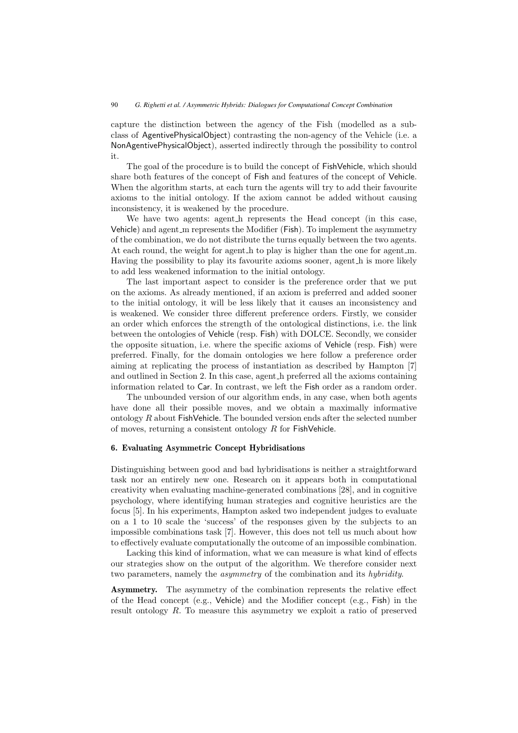capture the distinction between the agency of the Fish (modelled as a subclass of AgentivePhysicalObject) contrasting the non-agency of the Vehicle (i.e. a NonAgentivePhysicalObject), asserted indirectly through the possibility to control it.

The goal of the procedure is to build the concept of FishVehicle, which should share both features of the concept of Fish and features of the concept of Vehicle. When the algorithm starts, at each turn the agents will try to add their favourite axioms to the initial ontology. If the axiom cannot be added without causing inconsistency, it is weakened by the procedure.

We have two agents: agent_h represents the Head concept (in this case, Vehicle) and agent_m represents the Modifier (Fish). To implement the asymmetry of the combination, we do not distribute the turns equally between the two agents. At each round, the weight for agent_h to play is higher than the one for agent_m. Having the possibility to play its favourite axioms sooner, agent_h is more likely to add less weakened information to the initial ontology.

The last important aspect to consider is the preference order that we put on the axioms. As already mentioned, if an axiom is preferred and added sooner to the initial ontology, it will be less likely that it causes an inconsistency and is weakened. We consider three different preference orders. Firstly, we consider an order which enforces the strength of the ontological distinctions, i.e. the link between the ontologies of Vehicle (resp. Fish) with DOLCE. Secondly, we consider the opposite situation, i.e. where the specific axioms of Vehicle (resp. Fish) were preferred. Finally, for the domain ontologies we here follow a preference order aiming at replicating the process of instantiation as described by Hampton [7] and outlined in Section 2. In this case, agent_h preferred all the axioms containing information related to Car. In contrast, we left the Fish order as a random order.

The unbounded version of our algorithm ends, in any case, when both agents have done all their possible moves, and we obtain a maximally informative ontology $R$ about FishVehicle. The bounded version ends after the selected number of moves, returning a consistent ontology $R$ for FishVehicle.

## 6. Evaluating Asymmetric Concept Hybridisations

Distinguishing between good and bad hybridisations is neither a straightforward task nor an entirely new one. Research on it appears both in computational creativity when evaluating machine-generated combinations [28], and in cognitive psychology, where identifying human strategies and cognitive heuristics are the focus [5]. In his experiments, Hampton asked two independent judges to evaluate on a 1 to 10 scale the 'success' of the responses given by the subjects to an impossible combinations task [7]. However, this does not tell us much about how to effectively evaluate computationally the outcome of an impossible combination.

Lacking this kind of information, what we can measure is what kind of effects our strategies show on the output of the algorithm. We therefore consider next two parameters, namely the *asymmetry* of the combination and its *hybridity*.

**Asymmetry.** The asymmetry of the combination represents the relative effect of the Head concept (e.g., Vehicle) and the Modifier concept (e.g., Fish) in the result ontology $R$. To measure this asymmetry we exploit a ratio of preserved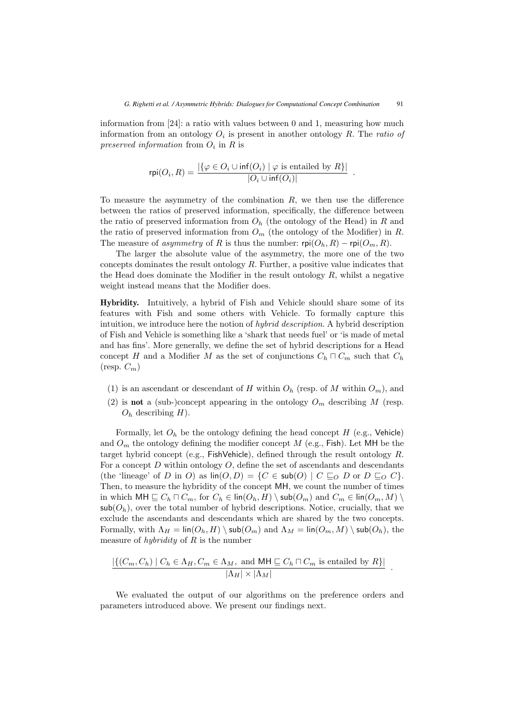information from [24]: a ratio with values between 0 and 1, measuring how much information from an ontology $O_i$ is present in another ontology $R$. The *ratio of preserved information* from $O_i$ in $R$ is

$$\mathsf{rpi}(O_i, R) = \frac{|\{\varphi \in O_i \cup \mathsf{inf}(O_i) \mid \varphi \text{ is entailed by } R\}|}{|O_i \cup \mathsf{inf}(O_i)|} \quad .$$

To measure the asymmetry of the combination $R$, we then use the difference between the ratios of preserved information, specifically, the difference between the ratio of preserved information from $O_h$ (the ontology of the Head) in $R$ and the ratio of preserved information from $O_m$ (the ontology of the Modifier) in $R$. The measure of *asymmetry* of $R$ is thus the number: $\mathsf{rpi}(O_h, R) - \mathsf{rpi}(O_m, R)$.

The larger the absolute value of the asymmetry, the more one of the two concepts dominates the result ontology $R$. Further, a positive value indicates that the Head does dominate the Modifier in the result ontology $R$, whilst a negative weight instead means that the Modifier does.

**Hybridity.** Intuitively, a hybrid of Fish and Vehicle should share some of its features with Fish and some others with Vehicle. To formally capture this intuition, we introduce here the notion of *hybrid description*. A hybrid description of Fish and Vehicle is something like a 'shark that needs fuel' or 'is made of metal and has fins'. More generally, we define the set of hybrid descriptions for a Head concept $H$ and a Modifier $M$ as the set of conjunctions $C_h \sqcap C_m$ such that $C_h$ (resp. $C_m$)

(1) is an ascendant or descendant of $H$ within $O_h$ (resp. of $M$ within $O_m$), and

(2) is **not** a (sub-)concept appearing in the ontology $O_m$ describing $M$ (resp. $O_h$ describing $H$).

Formally, let $O_h$ be the ontology defining the head concept $H$ (e.g., $\mathsf{Vehicle}$) and $O_m$ the ontology defining the modifier concept $M$ (e.g., $\mathsf{Fish}$). Let $\mathsf{MH}$ be the target hybrid concept (e.g., $\mathsf{FishVehicle}$), defined through the result ontology $R$. For a concept $D$ within ontology $O$, define the set of ascendants and descendants (the 'lineage' of $D$ in $O$) as $\mathsf{lin}(O, D) = \{C \in \mathsf{sub}(O) \mid C \sqsubseteq_O D \text{ or } D \sqsubseteq_O C\}$. Then, to measure the hybridity of the concept $\mathsf{MH}$, we count the number of times in which $\mathsf{MH} \sqsubseteq C_h \sqcap C_m$, for $C_h \in \mathsf{lin}(O_h, H) \setminus \mathsf{sub}(O_m)$ and $C_m \in \mathsf{lin}(O_m, M) \setminus \mathsf{sub}(O_h)$, over the total number of hybrid descriptions. Notice, crucially, that we exclude the ascendants and descendants which are shared by the two concepts. Formally, with $\Lambda_H = \mathsf{lin}(O_h, H) \setminus \mathsf{sub}(O_m)$ and $\Lambda_M = \mathsf{lin}(O_m, M) \setminus \mathsf{sub}(O_h)$, the measure of *hybridity* of $R$ is the number

$$\frac{|\{(C_m, C_h) \mid C_h \in \Lambda_H, C_m \in \Lambda_M, \text{ and } \mathsf{MH} \sqsubseteq C_h \sqcap C_m \text{ is entailed by } R\}|}{|\Lambda_H| \times |\Lambda_M|} \quad .$$

We evaluated the output of our algorithms on the preference orders and parameters introduced above. We present our findings next.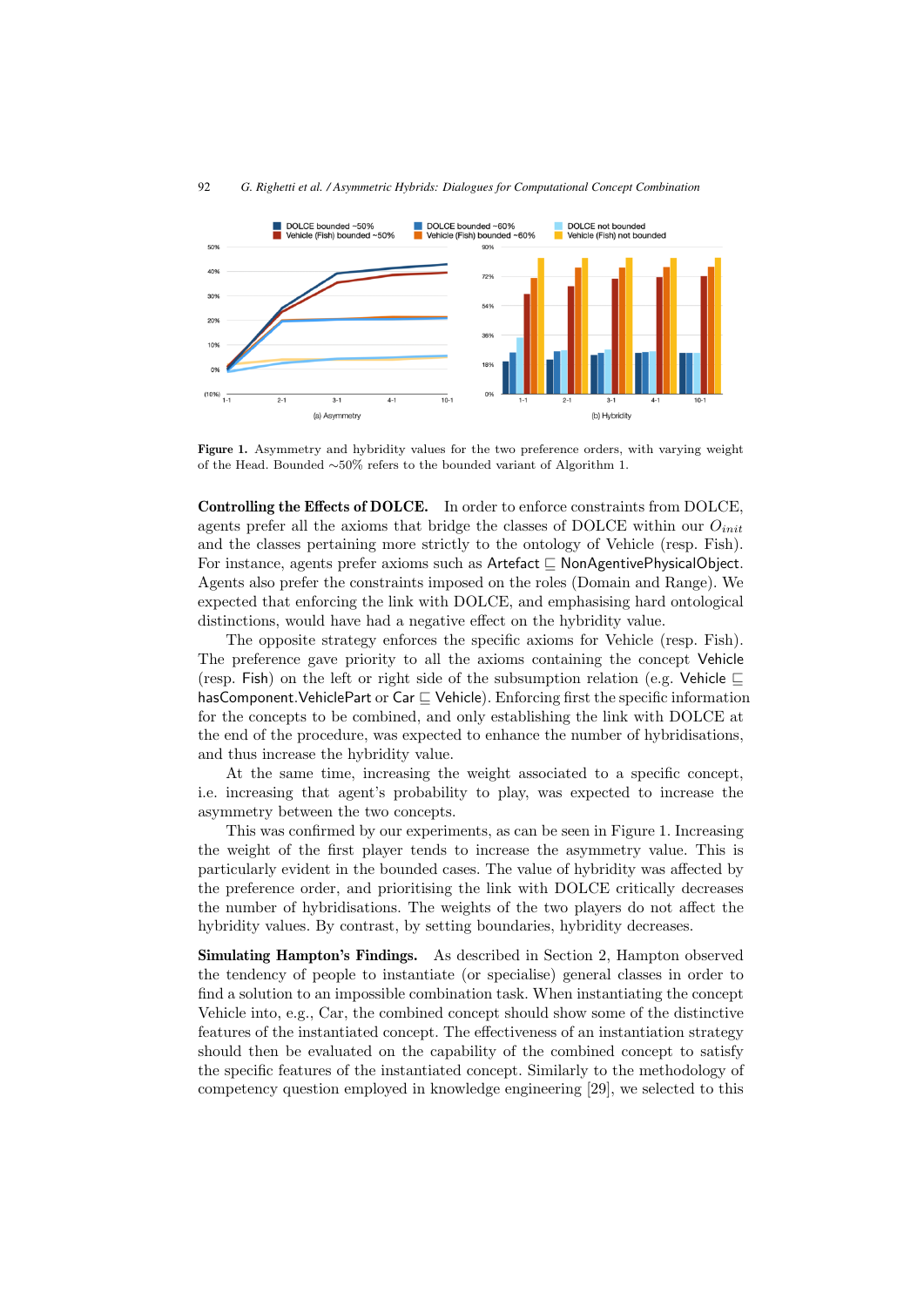**Figure 1.** Asymmetry and hybridity values for the two preference orders, with varying weight of the Head. Bounded ∼50% refers to the bounded variant of Algorithm 1.

**Controlling the Effects of DOLCE.** In order to enforce constraints from DOLCE, agents prefer all the axioms that bridge the classes of DOLCE within our $O_{init}$ and the classes pertaining more strictly to the ontology of Vehicle (resp. Fish). For instance, agents prefer axioms such as Artefact $\sqsubseteq$ NonAgentivePhysicalObject. Agents also prefer the constraints imposed on the roles (Domain and Range). We expected that enforcing the link with DOLCE, and emphasising hard ontological distinctions, would have had a negative effect on the hybridity value.

The opposite strategy enforces the specific axioms for Vehicle (resp. Fish). The preference gave priority to all the axioms containing the concept Vehicle (resp. Fish) on the left or right side of the subsumption relation (e.g. Vehicle $\sqsubseteq$ hasComponent.VehiclePart or Car $\sqsubseteq$ Vehicle). Enforcing first the specific information for the concepts to be combined, and only establishing the link with DOLCE at the end of the procedure, was expected to enhance the number of hybridisations, and thus increase the hybridity value.

At the same time, increasing the weight associated to a specific concept, i.e. increasing that agent's probability to play, was expected to increase the asymmetry between the two concepts.

This was confirmed by our experiments, as can be seen in Figure 1. Increasing the weight of the first player tends to increase the asymmetry value. This is particularly evident in the bounded cases. The value of hybridity was affected by the preference order, and prioritising the link with DOLCE critically decreases the number of hybridisations. The weights of the two players do not affect the hybridity values. By contrast, by setting boundaries, hybridity decreases.

**Simulating Hampton's Findings.** As described in Section 2, Hampton observed the tendency of people to instantiate (or specialise) general classes in order to find a solution to an impossible combination task. When instantiating the concept Vehicle into, e.g., Car, the combined concept should show some of the distinctive features of the instantiated concept. The effectiveness of an instantiation strategy should then be evaluated on the capability of the combined concept to satisfy the specific features of the instantiated concept. Similarly to the methodology of competency question employed in knowledge engineering [29], we selected to this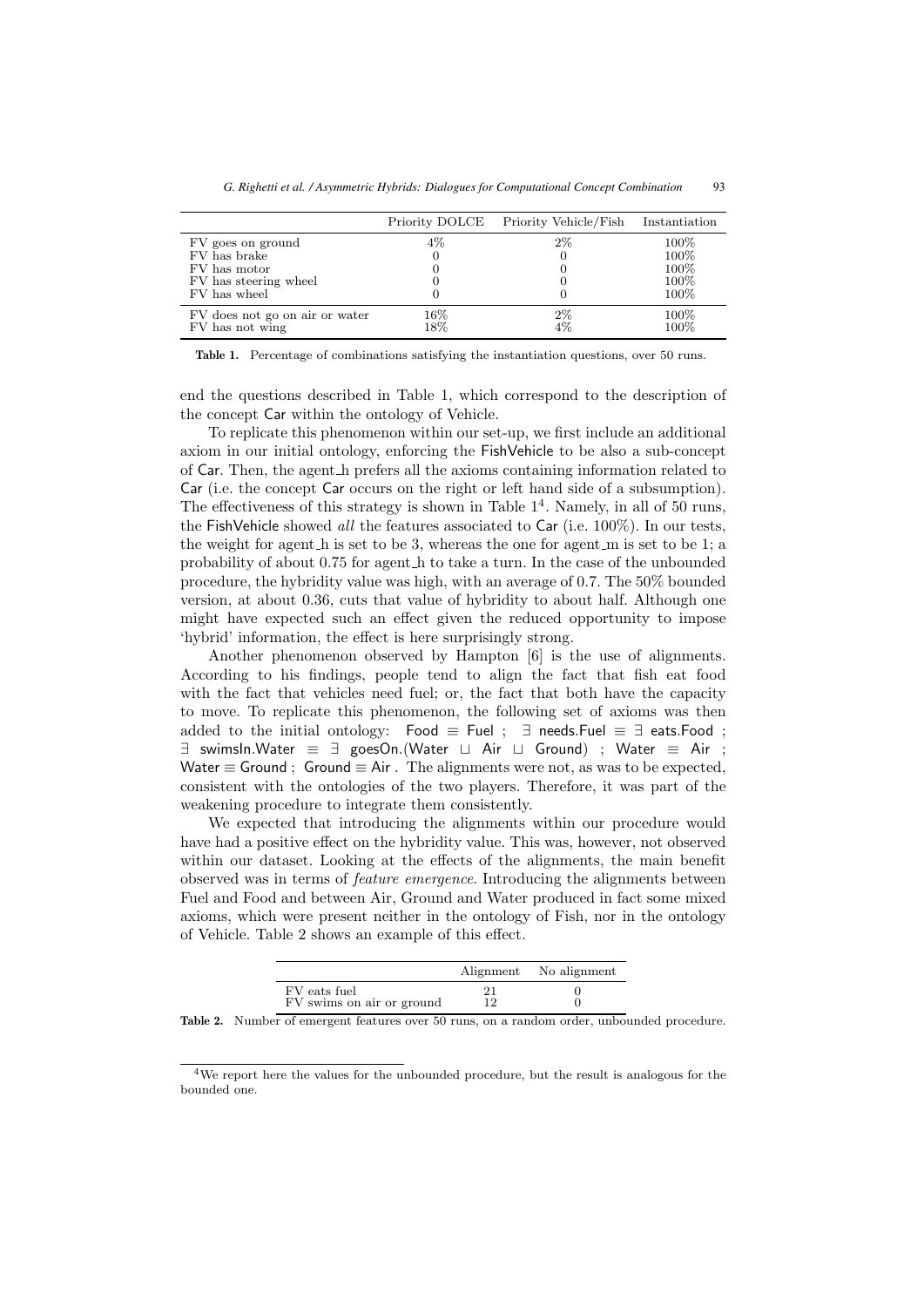|  | Priority DOLCE | Priority Vehicle/Fish | Instantiation |
| --- | --- | --- | --- |
| FV goes on ground | 4% | 2% | 100% |
| FV has brake | 0 | 0 | 100% |
| FV has motor | 0 | 0 | 100% |
| FV has steering wheel | 0 | 0 | 100% |
| FV has wheel | 0 | 0 | 100% |
| FV does not go on air or water | 16% | 2% | 100% |
| FV has not wing | 18% | 4% | 100% |

**Table 1.** Percentage of combinations satisfying the instantiation questions, over 50 runs.

end the questions described in Table 1, which correspond to the description of the concept Car within the ontology of Vehicle.

To replicate this phenomenon within our set-up, we first include an additional axiom in our initial ontology, enforcing the FishVehicle to be also a sub-concept of Car. Then, the agent_h prefers all the axioms containing information related to Car (i.e. the concept Car occurs on the right or left hand side of a subsumption). The effectiveness of this strategy is shown in Table 1[4]. Namely, in all of 50 runs, the FishVehicle showed *all* the features associated to Car (i.e. 100%). In our tests, the weight for agent_h is set to be 3, whereas the one for agent_m is set to be 1; a probability of about 0.75 for agent_h to take a turn. In the case of the unbounded procedure, the hybridity value was high, with an average of 0.7. The 50% bounded version, at about 0.36, cuts that value of hybridity to about half. Although one might have expected such an effect given the reduced opportunity to impose 'hybrid' information, the effect is here surprisingly strong.

Another phenomenon observed by Hampton [6] is the use of alignments. According to his findings, people tend to align the fact that fish eat food with the fact that vehicles need fuel; or, the fact that both have the capacity to move. To replicate this phenomenon, the following set of axioms was then added to the initial ontology: $\mathsf{Food} \equiv \mathsf{Fuel}$ ; $\exists\ \mathsf{needs.Fuel} \equiv \exists\ \mathsf{eats.Food}$ ; $\exists\ \mathsf{swimsIn.Water} \equiv \exists\ \mathsf{goesOn.(Water} \sqcup \mathsf{Air} \sqcup \mathsf{Ground)}$ ; $\mathsf{Water} \equiv \mathsf{Air}$ ; $\mathsf{Water} \equiv \mathsf{Ground}$ ; $\mathsf{Ground} \equiv \mathsf{Air}$ . The alignments were not, as was to be expected, consistent with the ontologies of the two players. Therefore, it was part of the weakening procedure to integrate them consistently.

We expected that introducing the alignments within our procedure would have had a positive effect on the hybridity value. This was, however, not observed within our dataset. Looking at the effects of the alignments, the main benefit observed was in terms of *feature emergence*. Introducing the alignments between Fuel and Food and between Air, Ground and Water produced in fact some mixed axioms, which were present neither in the ontology of Fish, nor in the ontology of Vehicle. Table 2 shows an example of this effect.

|  | Alignment | No alignment |
| --- | --- | --- |
| FV eats fuel | 21 | 0 |
| FV swims on air or ground | 12 | 0 |

**Table 2.** Number of emergent features over 50 runs, on a random order, unbounded procedure.

[4] We report here the values for the unbounded procedure, but the result is analogous for the bounded one.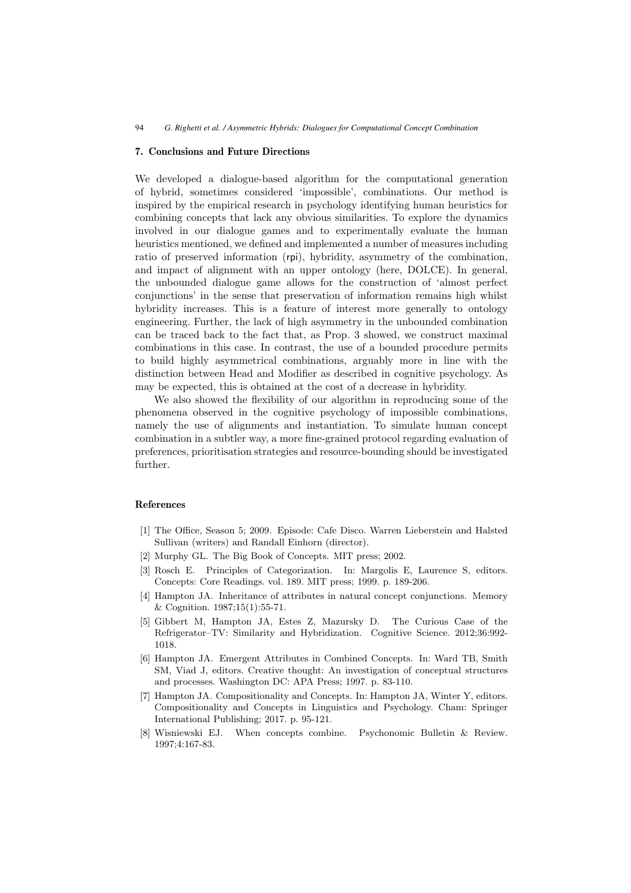## 7. Conclusions and Future Directions

We developed a dialogue-based algorithm for the computational generation of hybrid, sometimes considered 'impossible', combinations. Our method is inspired by the empirical research in psychology identifying human heuristics for combining concepts that lack any obvious similarities. To explore the dynamics involved in our dialogue games and to experimentally evaluate the human heuristics mentioned, we defined and implemented a number of measures including ratio of preserved information (rpi), hybridity, asymmetry of the combination, and impact of alignment with an upper ontology (here, DOLCE). In general, the unbounded dialogue game allows for the construction of 'almost perfect conjunctions' in the sense that preservation of information remains high whilst hybridity increases. This is a feature of interest more generally to ontology engineering. Further, the lack of high asymmetry in the unbounded combination can be traced back to the fact that, as Prop. 3 showed, we construct maximal combinations in this case. In contrast, the use of a bounded procedure permits to build highly asymmetrical combinations, arguably more in line with the distinction between Head and Modifier as described in cognitive psychology. As may be expected, this is obtained at the cost of a decrease in hybridity.

We also showed the flexibility of our algorithm in reproducing some of the phenomena observed in the cognitive psychology of impossible combinations, namely the use of alignments and instantiation. To simulate human concept combination in a subtler way, a more fine-grained protocol regarding evaluation of preferences, prioritisation strategies and resource-bounding should be investigated further.

## References

[1] The Office, Season 5; 2009. Episode: Cafe Disco. Warren Lieberstein and Halsted Sullivan (writers) and Randall Einhorn (director).

[2] Murphy GL. The Big Book of Concepts. MIT press; 2002.

[3] Rosch E. Principles of Categorization. In: Margolis E, Laurence S, editors. Concepts: Core Readings. vol. 189. MIT press; 1999. p. 189-206.

[4] Hampton JA. Inheritance of attributes in natural concept conjunctions. Memory & Cognition. 1987;15(1):55-71.

[5] Gibbert M, Hampton JA, Estes Z, Mazursky D. The Curious Case of the Refrigerator–TV: Similarity and Hybridization. Cognitive Science. 2012;36:992-1018.

[6] Hampton JA. Emergent Attributes in Combined Concepts. In: Ward TB, Smith SM, Viad J, editors. Creative thought: An investigation of conceptual structures and processes. Washington DC: APA Press; 1997. p. 83-110.

[7] Hampton JA. Compositionality and Concepts. In: Hampton JA, Winter Y, editors. Compositionality and Concepts in Linguistics and Psychology. Cham: Springer International Publishing; 2017. p. 95-121.

[8] Wisniewski EJ. When concepts combine. Psychonomic Bulletin & Review. 1997;4:167-83.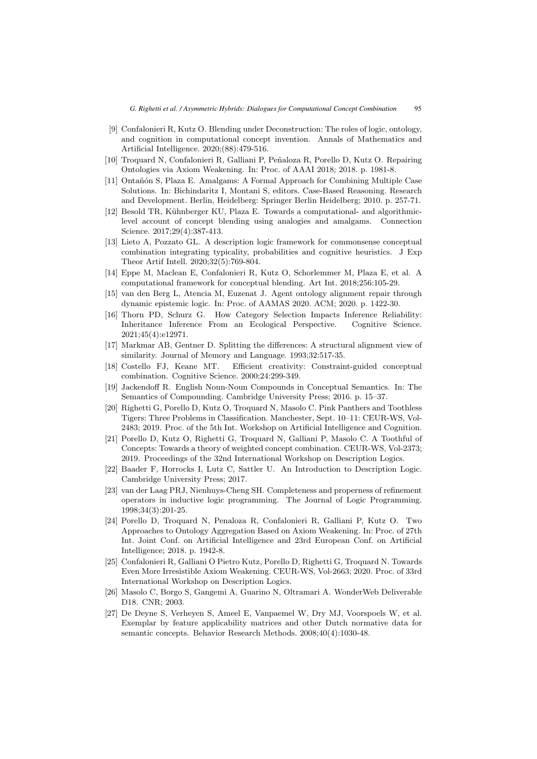[9] Confalonieri R, Kutz O. Blending under Deconstruction: The roles of logic, ontology, and cognition in computational concept invention. Annals of Mathematics and Artificial Intelligence. 2020;(88):479-516.

[10] Troquard N, Confalonieri R, Galliani P, Peñaloza R, Porello D, Kutz O. Repairing Ontologies via Axiom Weakening. In: Proc. of AAAI 2018; 2018. p. 1981-8.

[11] Ontañón S, Plaza E. Amalgams: A Formal Approach for Combining Multiple Case Solutions. In: Bichindaritz I, Montani S, editors. Case-Based Reasoning. Research and Development. Berlin, Heidelberg: Springer Berlin Heidelberg; 2010. p. 257-71.

[12] Besold TR, Kühnberger KU, Plaza E. Towards a computational- and algorithmic-level account of concept blending using analogies and amalgams. Connection Science. 2017;29(4):387-413.

[13] Lieto A, Pozzato GL. A description logic framework for commonsense conceptual combination integrating typicality, probabilities and cognitive heuristics. J Exp Theor Artif Intell. 2020;32(5):769-804.

[14] Eppe M, Maclean E, Confalonieri R, Kutz O, Schorlemmer M, Plaza E, et al. A computational framework for conceptual blending. Art Int. 2018;256:105-29.

[15] van den Berg L, Atencia M, Euzenat J. Agent ontology alignment repair through dynamic epistemic logic. In: Proc. of AAMAS 2020. ACM; 2020. p. 1422-30.

[16] Thorn PD, Schurz G. How Category Selection Impacts Inference Reliability: Inheritance Inference From an Ecological Perspective. Cognitive Science. 2021;45(4):e12971.

[17] Markmar AB, Gentner D. Splitting the differences: A structural alignment view of similarity. Journal of Memory and Language. 1993;32:517-35.

[18] Costello FJ, Keane MT. Efficient creativity: Constraint-guided conceptual combination. Cognitive Science. 2000;24:299-349.

[19] Jackendoff R. English Noun-Noun Compounds in Conceptual Semantics. In: The Semantics of Compounding. Cambridge University Press; 2016. p. 15–37.

[20] Righetti G, Porello D, Kutz O, Troquard N, Masolo C. Pink Panthers and Toothless Tigers: Three Problems in Classification. Manchester, Sept. 10–11: CEUR-WS, Vol-2483; 2019. Proc. of the 5th Int. Workshop on Artificial Intelligence and Cognition.

[21] Porello D, Kutz O, Righetti G, Troquard N, Galliani P, Masolo C. A Toothful of Concepts: Towards a theory of weighted concept combination. CEUR-WS, Vol-2373; 2019. Proceedings of the 32nd International Workshop on Description Logics.

[22] Baader F, Horrocks I, Lutz C, Sattler U. An Introduction to Description Logic. Cambridge University Press; 2017.

[23] van der Laag PRJ, Nienhuys-Cheng SH. Completeness and properness of refinement operators in inductive logic programming. The Journal of Logic Programming. 1998;34(3):201-25.

[24] Porello D, Troquard N, Penaloza R, Confalonieri R, Galliani P, Kutz O. Two Approaches to Ontology Aggregation Based on Axiom Weakening. In: Proc. of 27th Int. Joint Conf. on Artificial Intelligence and 23rd European Conf. on Artificial Intelligence; 2018. p. 1942-8.

[25] Confalonieri R, Galliani O Pietro Kutz, Porello D, Righetti G, Troquard N. Towards Even More Irresistible Axiom Weakening. CEUR-WS, Vol-2663; 2020. Proc. of 33rd International Workshop on Description Logics.

[26] Masolo C, Borgo S, Gangemi A, Guarino N, Oltramari A. WonderWeb Deliverable D18. CNR; 2003.

[27] De Deyne S, Verheyen S, Ameel E, Vanpaemel W, Dry MJ, Voorspoels W, et al. Exemplar by feature applicability matrices and other Dutch normative data for semantic concepts. Behavior Research Methods. 2008;40(4):1030-48.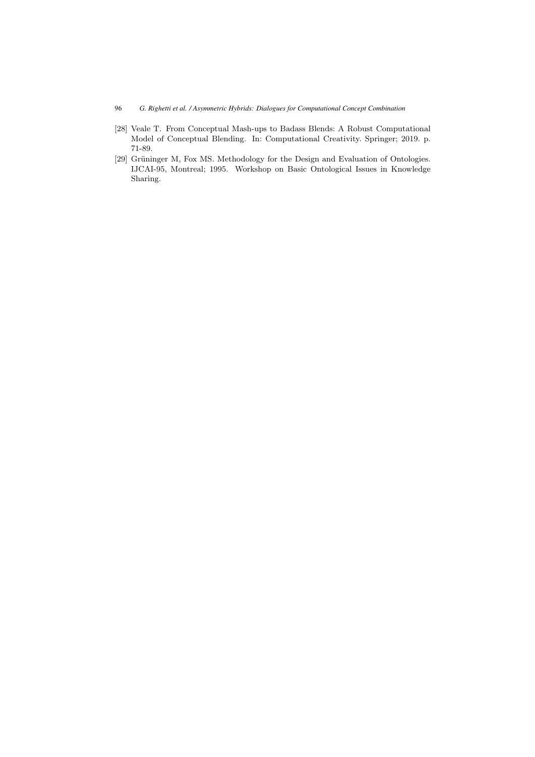[28] Veale T. From Conceptual Mash-ups to Badass Blends: A Robust Computational Model of Conceptual Blending. In: Computational Creativity. Springer; 2019. p. 71-89.

[29] Grüninger M, Fox MS. Methodology for the Design and Evaluation of Ontologies. IJCAI-95, Montreal; 1995. Workshop on Basic Ontological Issues in Knowledge Sharing.